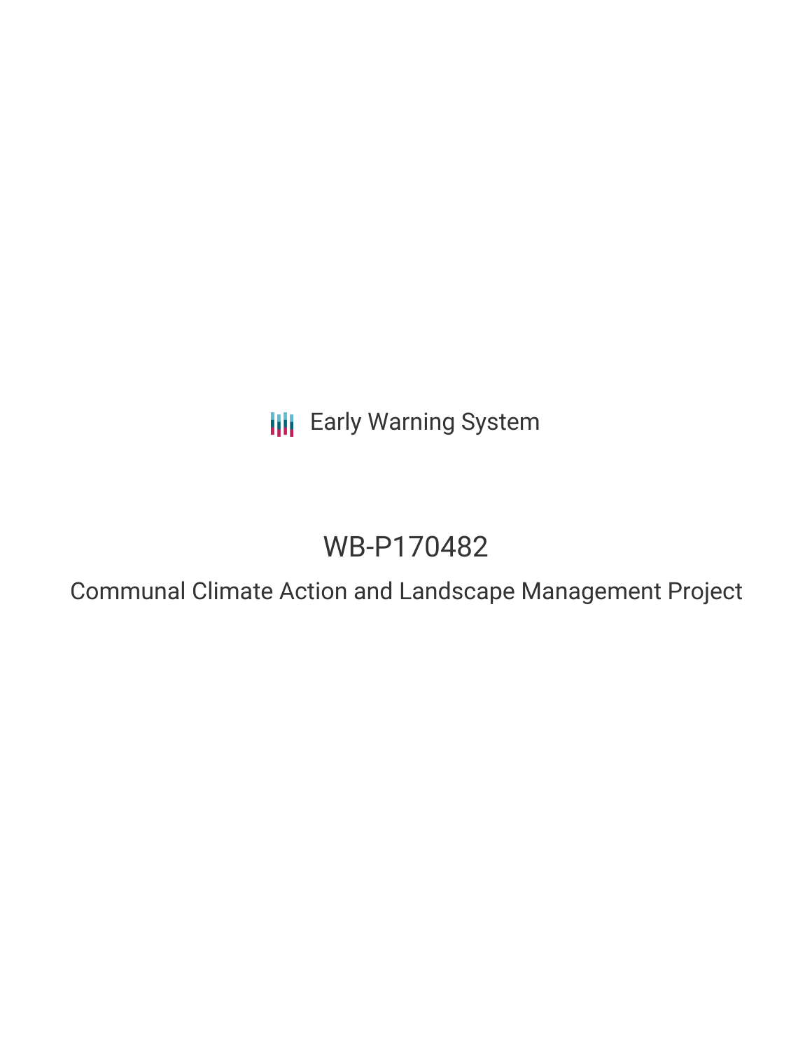Early Warning System

# WB-P170482

## Communal Climate Action and Landscape Management Project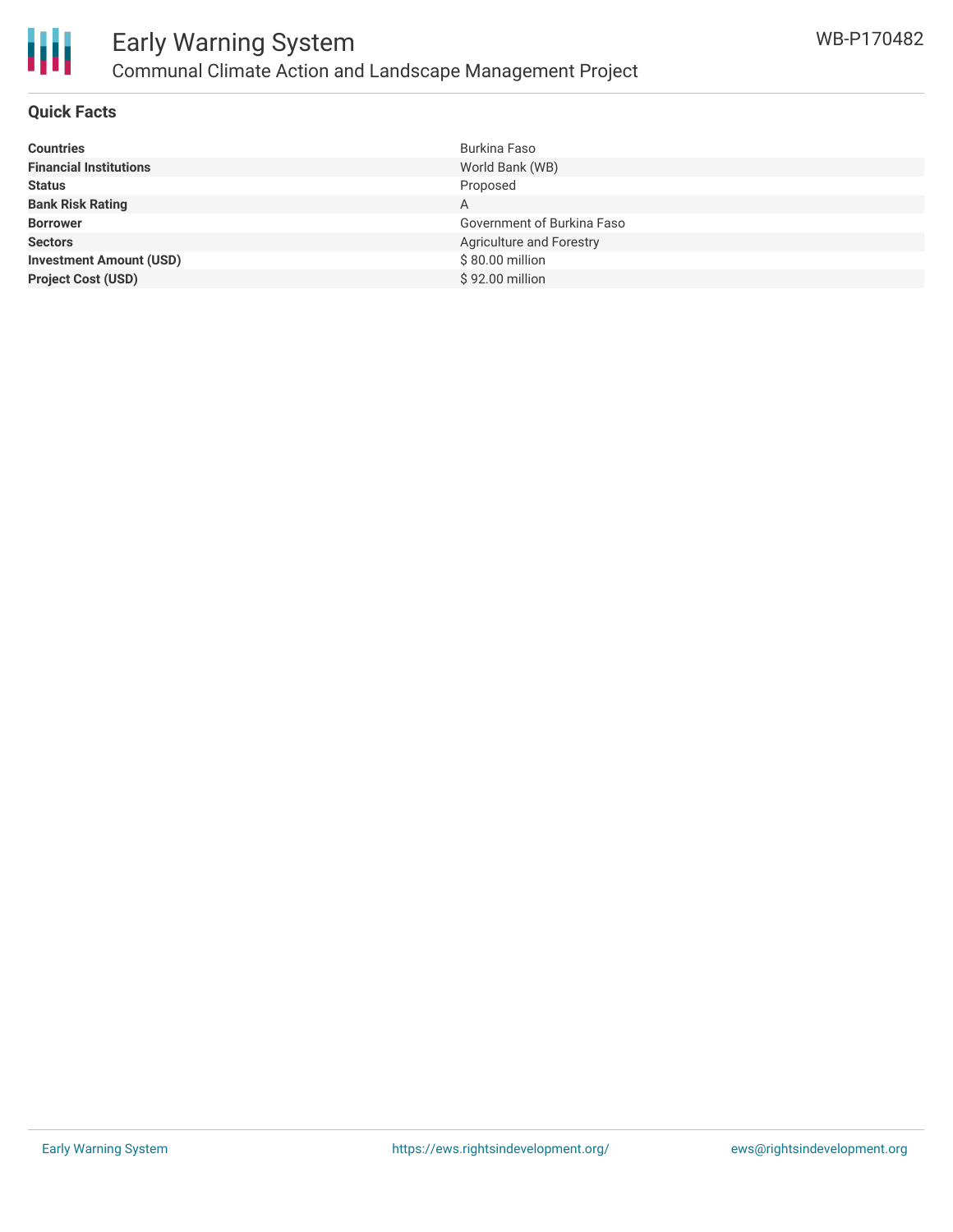## Quick Facts

| | |
|---|---|
| **Countries** | Burkina Faso |
| **Financial Institutions** | World Bank (WB) |
| **Status** | Proposed |
| **Bank Risk Rating** | A |
| **Borrower** | Government of Burkina Faso |
| **Sectors** | Agriculture and Forestry |
| **Investment Amount (USD)** | $ 80.00 million |
| **Project Cost (USD)** | $ 92.00 million |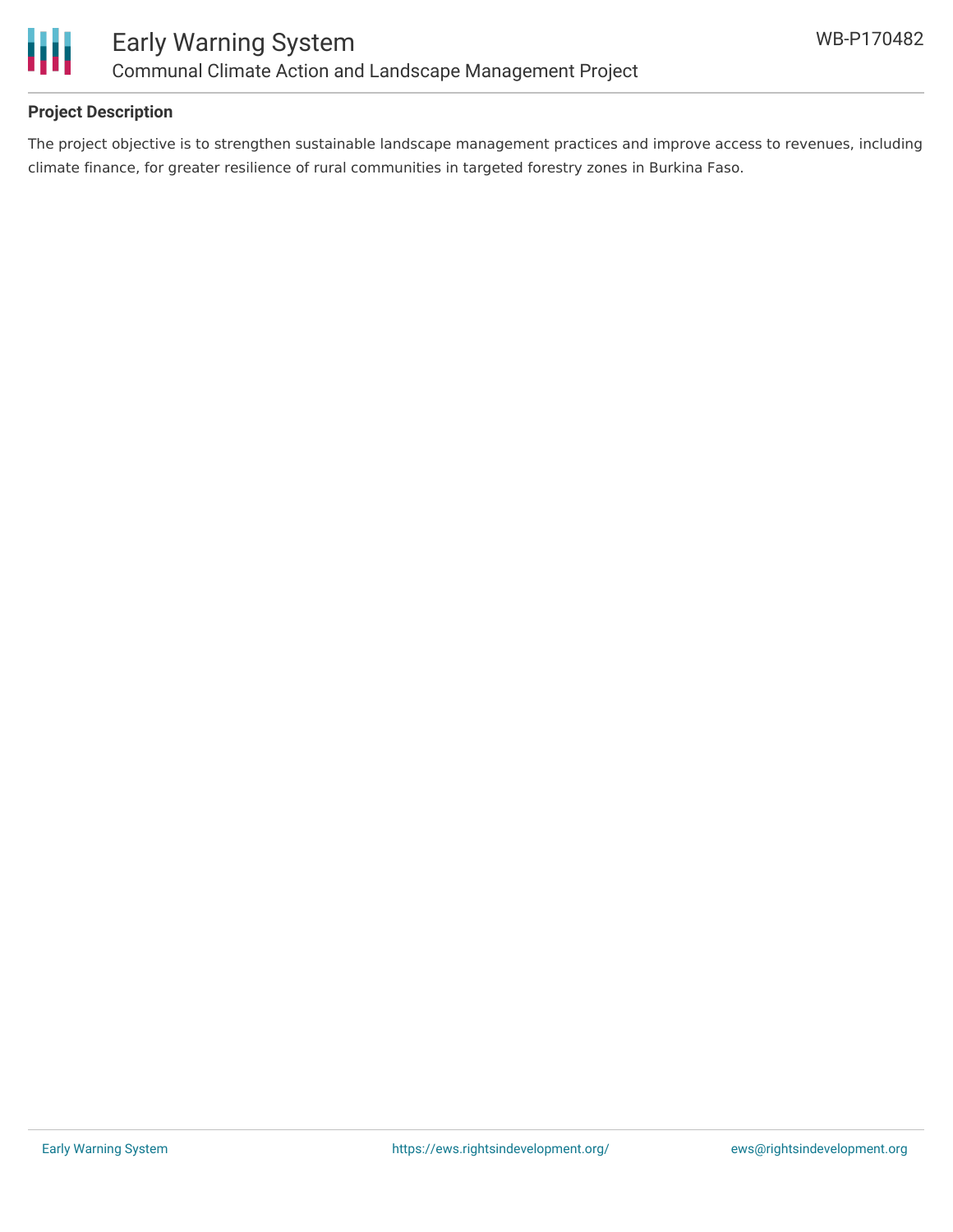## Project Description

The project objective is to strengthen sustainable landscape management practices and improve access to revenues, including climate finance, for greater resilience of rural communities in targeted forestry zones in Burkina Faso.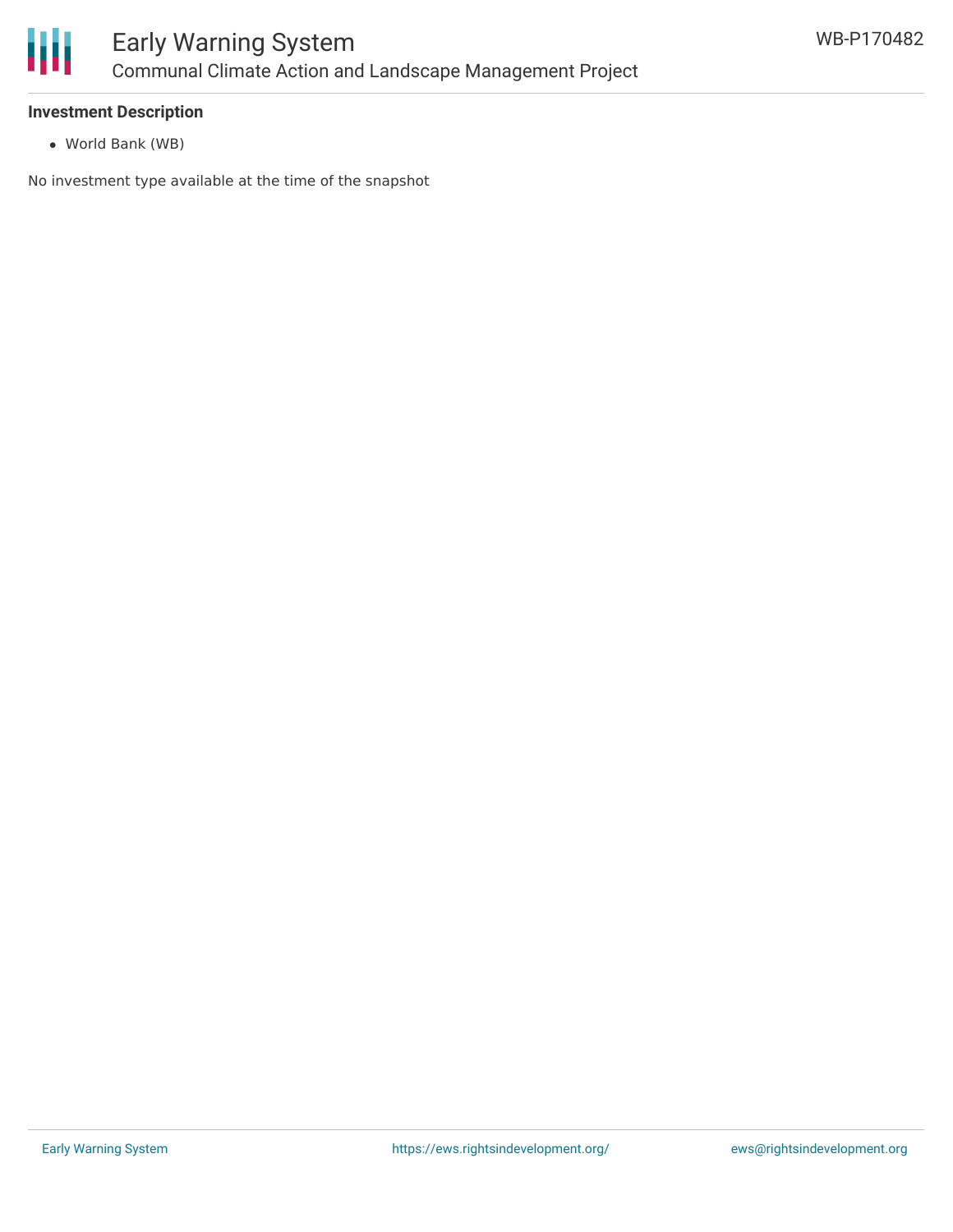**Investment Description**

- World Bank (WB)

No investment type available at the time of the snapshot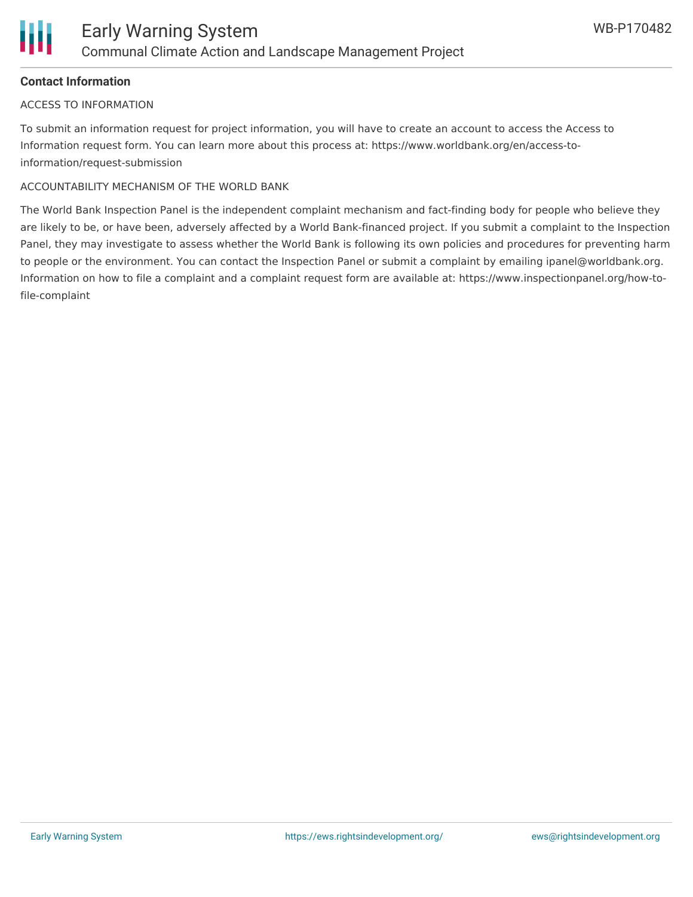## Contact Information

ACCESS TO INFORMATION

To submit an information request for project information, you will have to create an account to access the Access to Information request form. You can learn more about this process at: https://www.worldbank.org/en/access-to-information/request-submission

ACCOUNTABILITY MECHANISM OF THE WORLD BANK

The World Bank Inspection Panel is the independent complaint mechanism and fact-finding body for people who believe they are likely to be, or have been, adversely affected by a World Bank-financed project. If you submit a complaint to the Inspection Panel, they may investigate to assess whether the World Bank is following its own policies and procedures for preventing harm to people or the environment. You can contact the Inspection Panel or submit a complaint by emailing ipanel@worldbank.org. Information on how to file a complaint and a complaint request form are available at: https://www.inspectionpanel.org/how-to-file-complaint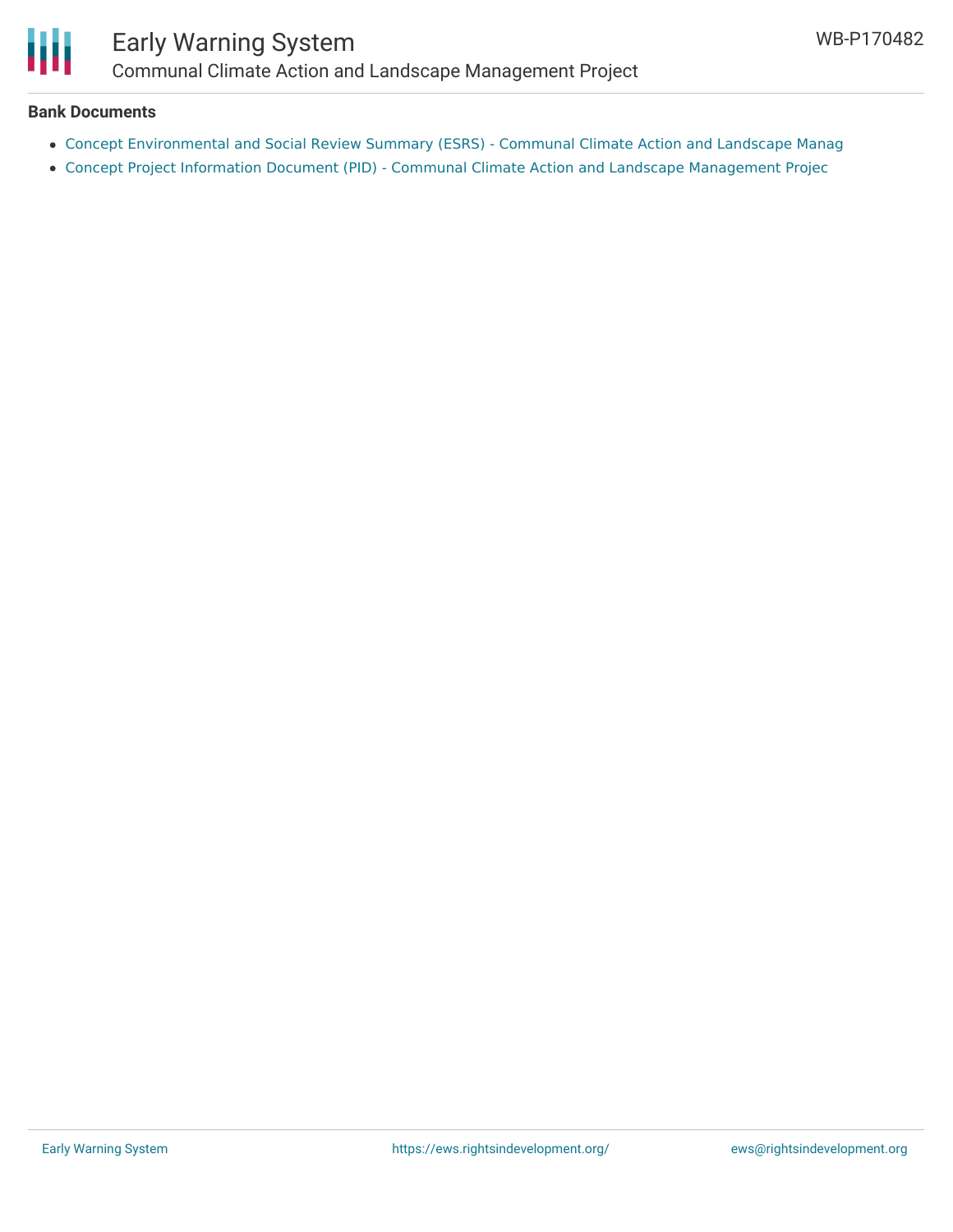**Bank Documents**

- Concept Environmental and Social Review Summary (ESRS) - Communal Climate Action and Landscape Manag
- Concept Project Information Document (PID) - Communal Climate Action and Landscape Management Projec